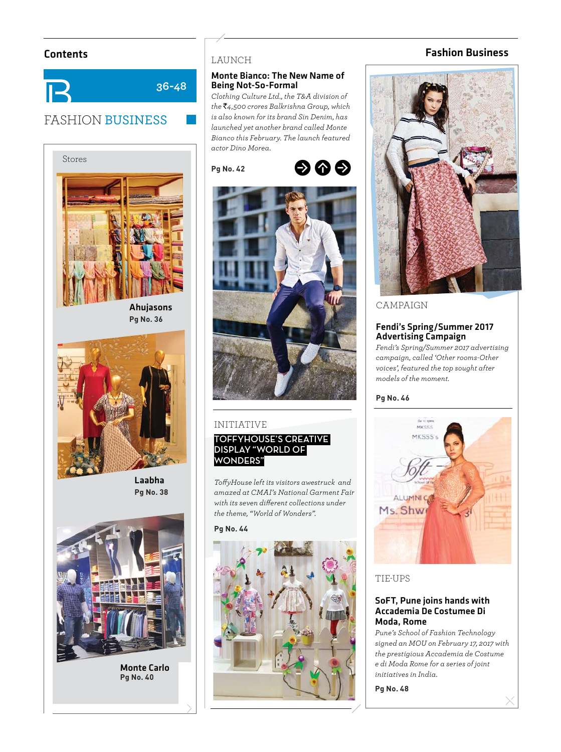## Contents

36-48

# FASHION BUSINESS

## Fashion Business

### Stores

**Ahujasons**
**Pg No. 36**

**Laabha**
**Pg No. 38**

**Monte Carlo**
**Pg No. 40**

### LAUNCH

#### Monte Bianco: The New Name of Being Not-So-Formal

*Clothing Culture Ltd., the T&A division of the ₹4,500 crores Balkrishna Group, which is also known for its brand Sin Denim, has launched yet another brand called Monte Bianco this February. The launch featured actor Dino Morea.*

**Pg No. 42**

### INITIATIVE

#### TOFFYHOUSE'S CREATIVE DISPLAY "WORLD OF WONDERS"

*ToffyHouse left its visitors awestruck and amazed at CMAI's National Garment Fair with its seven different collections under the theme, "World of Wonders".*

**Pg No. 44**

### CAMPAIGN

#### Fendi's Spring/Summer 2017 Advertising Campaign

*Fendi's Spring/Summer 2017 advertising campaign, called 'Other rooms-Other voices', featured the top sought after models of the moment.*

**Pg No. 46**

### TIE-UPS

#### SoFT, Pune joins hands with Accademia De Costumee Di Moda, Rome

*Pune's School of Fashion Technology signed an MOU on February 17, 2017 with the prestigious Accademia de Costume e di Moda Rome for a series of joint initiatives in India.*

**Pg No. 48**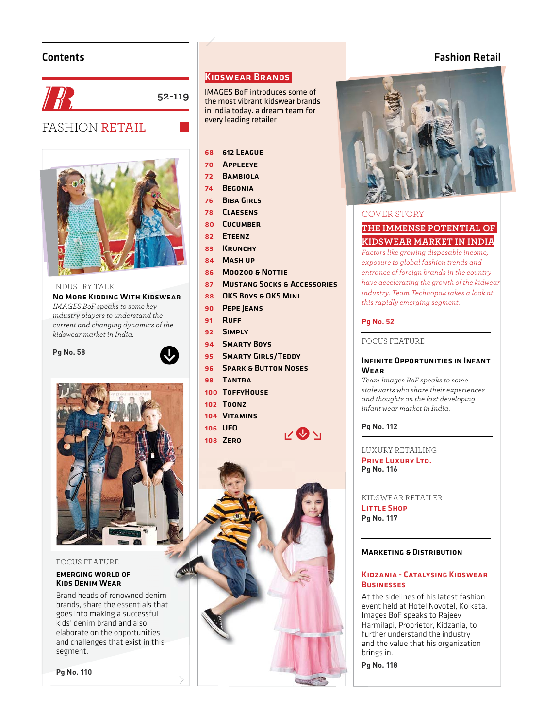## Contents

# FASHION RETAIL

52-119

INDUSTRY TALK

**No More Kidding With Kidswear**

*IMAGES BoF speaks to some key industry players to understand the current and changing dynamics of the kidswear market in India.*

**Pg No. 58**

FOCUS FEATURE

**Emerging World of Kids Denim Wear**

Brand heads of renowned denim brands, share the essentials that goes into making a successful kids' denim brand and also elaborate on the opportunities and challenges that exist in this segment.

**Pg No. 110**

## Kidswear Brands

IMAGES BoF introduces some of the most vibrant kidswear brands in india today. a dream team for every leading retailer

- 68 612 League
- 70 Appleeye
- 72 Bambiola
- 74 Begonia
- 76 Biba Girls
- 78 Claesens
- 80 Cucumber
- 82 Eteenz
- 83 Krunchy
- 84 Mash up
- 86 Moozoo & Nottie
- 87 Mustang Socks & Accessories
- 88 OKS Boys & OKS Mini
- 90 Pepe Jeans
- 91 Ruff
- 92 Simply
- 94 Smarty Boys
- 95 Smarty Girls/Teddy
- 96 Spark & Button Noses
- 98 Tantra
- 100 ToffyHouse
- 102 Toonz
- 104 Vitamins
- 106 UFO
- 108 Zero

## Fashion Retail

COVER STORY

**THE IMMENSE POTENTIAL OF KIDSWEAR MARKET IN INDIA**

*Factors like growing disposable income, exposure to global fashion trends and entrance of foreign brands in the country have accelerating the growth of the kidwear industry. Team Technopak takes a look at this rapidly emerging segment.*

**Pg No. 52**

FOCUS FEATURE

**Infinite Opportunities in Infant Wear**

*Team Images BoF speaks to some stalewarts who share their experiences and thoughts on the fast developing infant wear market in India.*

**Pg No. 112**

LUXURY RETAILING

**Prive Luxury Ltd.**

**Pg No. 116**

KIDSWEAR RETAILER

**Little Shop**

**Pg No. 117**

**Marketing & Distribution**

**Kidzania - Catalysing Kidswear Businesses**

At the sidelines of his latest fashion event held at Hotel Novotel, Kolkata, Images BoF speaks to Rajeev Harmilapi, Proprietor, Kidzania, to further understand the industry and the value that his organization brings in.

**Pg No. 118**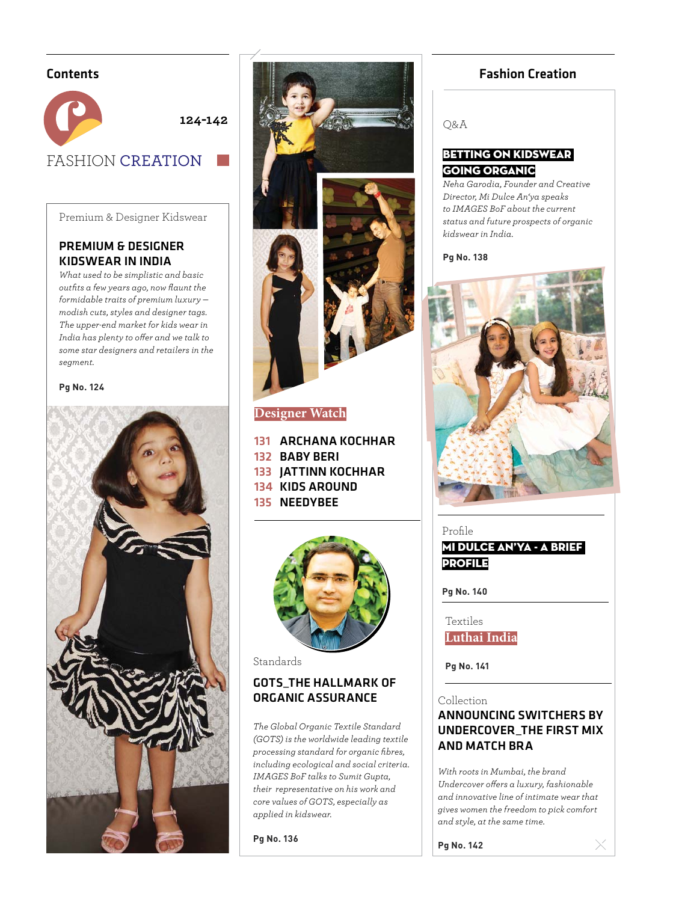## Contents

124-142

# FASHION CREATION

Premium & Designer Kidswear

### PREMIUM & DESIGNER KIDSWEAR IN INDIA

*What used to be simplistic and basic outfits a few years ago, now flaunt the formidable traits of premium luxury – modish cuts, styles and designer tags. The upper-end market for kids wear in India has plenty to offer and we talk to some star designers and retailers in the segment.*

**Pg No. 124**

### Designer Watch

131 ARCHANA KOCHHAR
132 BABY BERI
133 JATTINN KOCHHAR
134 KIDS AROUND
135 NEEDYBEE

Standards

### GOTS_THE HALLMARK OF ORGANIC ASSURANCE

*The Global Organic Textile Standard (GOTS) is the worldwide leading textile processing standard for organic fibres, including ecological and social criteria. IMAGES BoF talks to Sumit Gupta, their representative on his work and core values of GOTS, especially as applied in kidswear.*

**Pg No. 136**

## Fashion Creation

Q&A

### BETTING ON KIDSWEAR GOING ORGANIC

*Neha Garodia, Founder and Creative Director, Mi Dulce An'ya speaks to IMAGES BoF about the current status and future prospects of organic kidswear in India.*

**Pg No. 138**

Profile

### MI DULCE AN'YA - A BRIEF PROFILE

**Pg No. 140**

Textiles

### Luthai India

**Pg No. 141**

Collection

### ANNOUNCING SWITCHERS BY UNDERCOVER_THE FIRST MIX AND MATCH BRA

*With roots in Mumbai, the brand Undercover offers a luxury, fashionable and innovative line of intimate wear that gives women the freedom to pick comfort and style, at the same time.*

**Pg No. 142**